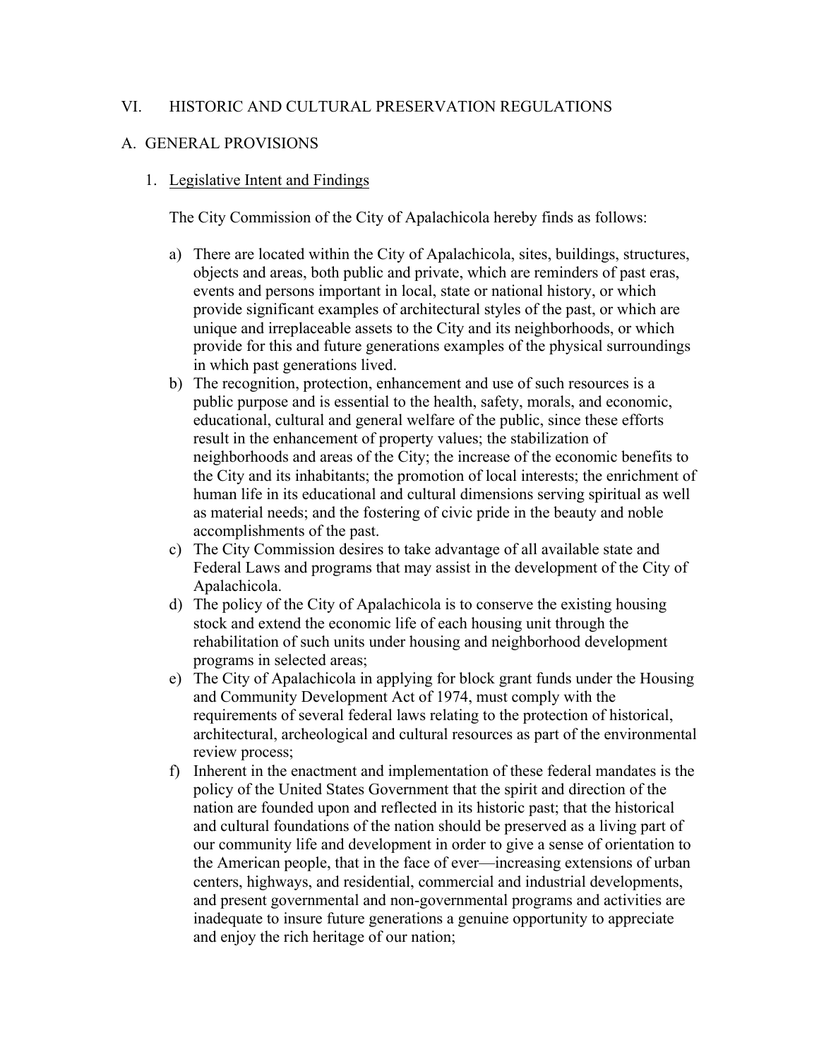# VI. HISTORIC AND CULTURAL PRESERVATION REGULATIONS

## A. GENERAL PROVISIONS

### 1. <u>Legislative Intent and Findings</u>

The City Commission of the City of Apalachicola hereby finds as follows:

a) There are located within the City of Apalachicola, sites, buildings, structures, objects and areas, both public and private, which are reminders of past eras, events and persons important in local, state or national history, or which provide significant examples of architectural styles of the past, or which are unique and irreplaceable assets to the City and its neighborhoods, or which provide for this and future generations examples of the physical surroundings in which past generations lived.

b) The recognition, protection, enhancement and use of such resources is a public purpose and is essential to the health, safety, morals, and economic, educational, cultural and general welfare of the public, since these efforts result in the enhancement of property values; the stabilization of neighborhoods and areas of the City; the increase of the economic benefits to the City and its inhabitants; the promotion of local interests; the enrichment of human life in its educational and cultural dimensions serving spiritual as well as material needs; and the fostering of civic pride in the beauty and noble accomplishments of the past.

c) The City Commission desires to take advantage of all available state and Federal Laws and programs that may assist in the development of the City of Apalachicola.

d) The policy of the City of Apalachicola is to conserve the existing housing stock and extend the economic life of each housing unit through the rehabilitation of such units under housing and neighborhood development programs in selected areas;

e) The City of Apalachicola in applying for block grant funds under the Housing and Community Development Act of 1974, must comply with the requirements of several federal laws relating to the protection of historical, architectural, archeological and cultural resources as part of the environmental review process;

f) Inherent in the enactment and implementation of these federal mandates is the policy of the United States Government that the spirit and direction of the nation are founded upon and reflected in its historic past; that the historical and cultural foundations of the nation should be preserved as a living part of our community life and development in order to give a sense of orientation to the American people, that in the face of ever—increasing extensions of urban centers, highways, and residential, commercial and industrial developments, and present governmental and non-governmental programs and activities are inadequate to insure future generations a genuine opportunity to appreciate and enjoy the rich heritage of our nation;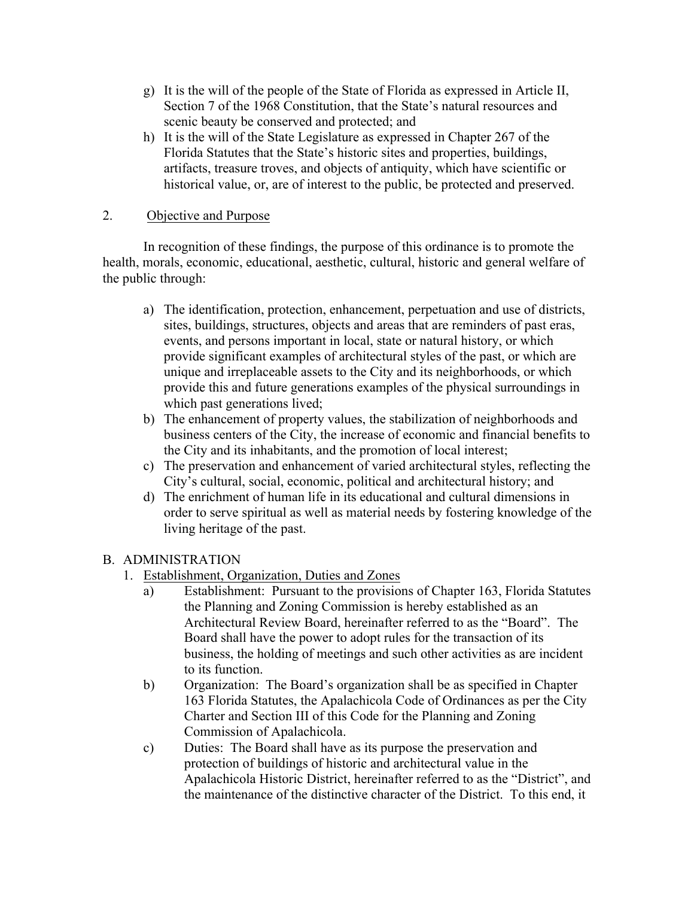g) It is the will of the people of the State of Florida as expressed in Article II, Section 7 of the 1968 Constitution, that the State's natural resources and scenic beauty be conserved and protected; and
h) It is the will of the State Legislature as expressed in Chapter 267 of the Florida Statutes that the State's historic sites and properties, buildings, artifacts, treasure troves, and objects of antiquity, which have scientific or historical value, or, are of interest to the public, be protected and preserved.

2. Objective and Purpose

In recognition of these findings, the purpose of this ordinance is to promote the health, morals, economic, educational, aesthetic, cultural, historic and general welfare of the public through:

a) The identification, protection, enhancement, perpetuation and use of districts, sites, buildings, structures, objects and areas that are reminders of past eras, events, and persons important in local, state or natural history, or which provide significant examples of architectural styles of the past, or which are unique and irreplaceable assets to the City and its neighborhoods, or which provide this and future generations examples of the physical surroundings in which past generations lived;
b) The enhancement of property values, the stabilization of neighborhoods and business centers of the City, the increase of economic and financial benefits to the City and its inhabitants, and the promotion of local interest;
c) The preservation and enhancement of varied architectural styles, reflecting the City's cultural, social, economic, political and architectural history; and
d) The enrichment of human life in its educational and cultural dimensions in order to serve spiritual as well as material needs by fostering knowledge of the living heritage of the past.

B. ADMINISTRATION

1. Establishment, Organization, Duties and Zones
   a) Establishment: Pursuant to the provisions of Chapter 163, Florida Statutes the Planning and Zoning Commission is hereby established as an Architectural Review Board, hereinafter referred to as the "Board". The Board shall have the power to adopt rules for the transaction of its business, the holding of meetings and such other activities as are incident to its function.
   b) Organization: The Board's organization shall be as specified in Chapter 163 Florida Statutes, the Apalachicola Code of Ordinances as per the City Charter and Section III of this Code for the Planning and Zoning Commission of Apalachicola.
   c) Duties: The Board shall have as its purpose the preservation and protection of buildings of historic and architectural value in the Apalachicola Historic District, hereinafter referred to as the "District", and the maintenance of the distinctive character of the District. To this end, it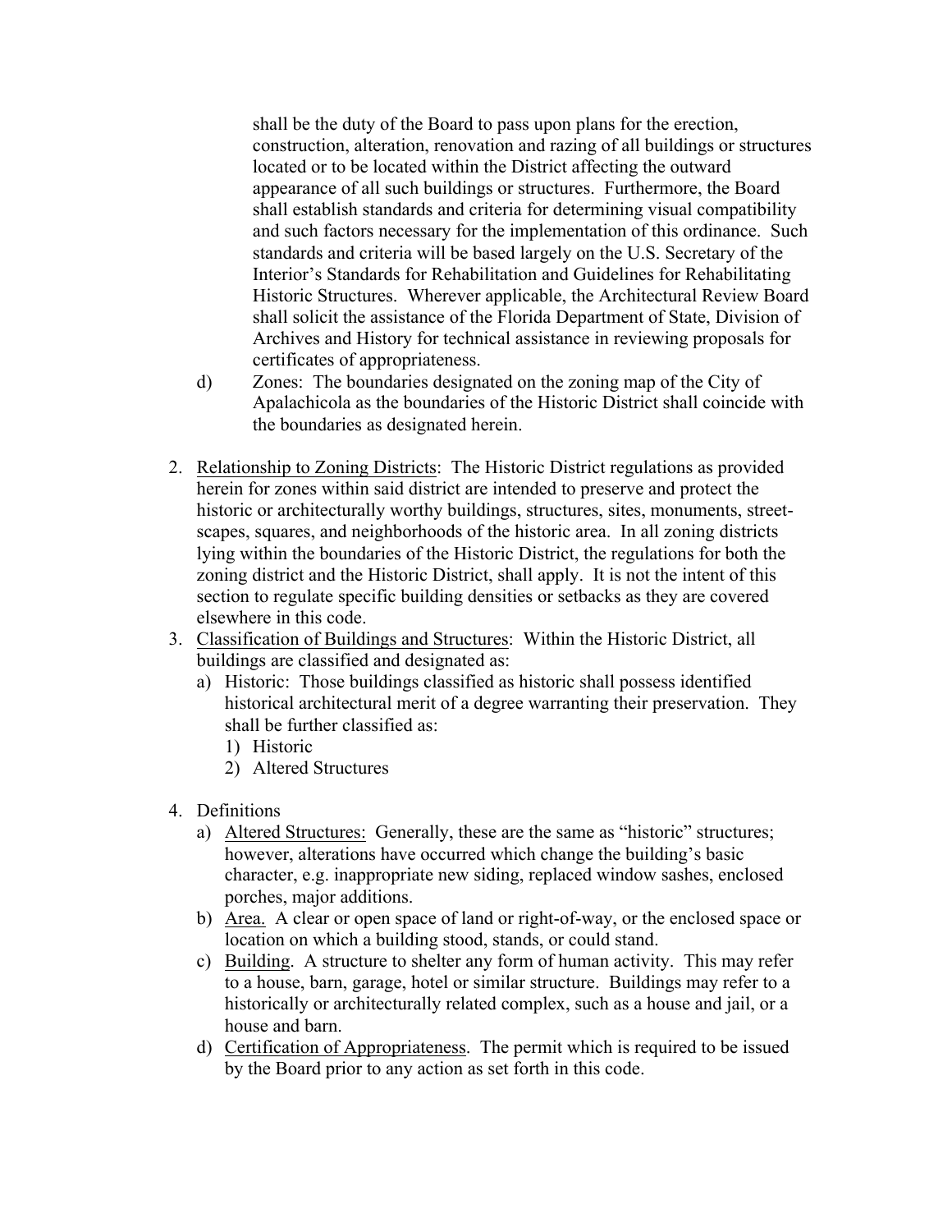shall be the duty of the Board to pass upon plans for the erection, construction, alteration, renovation and razing of all buildings or structures located or to be located within the District affecting the outward appearance of all such buildings or structures. Furthermore, the Board shall establish standards and criteria for determining visual compatibility and such factors necessary for the implementation of this ordinance. Such standards and criteria will be based largely on the U.S. Secretary of the Interior's Standards for Rehabilitation and Guidelines for Rehabilitating Historic Structures. Wherever applicable, the Architectural Review Board shall solicit the assistance of the Florida Department of State, Division of Archives and History for technical assistance in reviewing proposals for certificates of appropriateness.

d) Zones: The boundaries designated on the zoning map of the City of Apalachicola as the boundaries of the Historic District shall coincide with the boundaries as designated herein.

2. Relationship to Zoning Districts: The Historic District regulations as provided herein for zones within said district are intended to preserve and protect the historic or architecturally worthy buildings, structures, sites, monuments, street-scapes, squares, and neighborhoods of the historic area. In all zoning districts lying within the boundaries of the Historic District, the regulations for both the zoning district and the Historic District, shall apply. It is not the intent of this section to regulate specific building densities or setbacks as they are covered elsewhere in this code.
3. Classification of Buildings and Structures: Within the Historic District, all buildings are classified and designated as:
   a) Historic: Those buildings classified as historic shall possess identified historical architectural merit of a degree warranting their preservation. They shall be further classified as:
      1) Historic
      2) Altered Structures

4. Definitions
   a) Altered Structures: Generally, these are the same as "historic" structures; however, alterations have occurred which change the building's basic character, e.g. inappropriate new siding, replaced window sashes, enclosed porches, major additions.
   b) Area. A clear or open space of land or right-of-way, or the enclosed space or location on which a building stood, stands, or could stand.
   c) Building. A structure to shelter any form of human activity. This may refer to a house, barn, garage, hotel or similar structure. Buildings may refer to a historically or architecturally related complex, such as a house and jail, or a house and barn.
   d) Certification of Appropriateness. The permit which is required to be issued by the Board prior to any action as set forth in this code.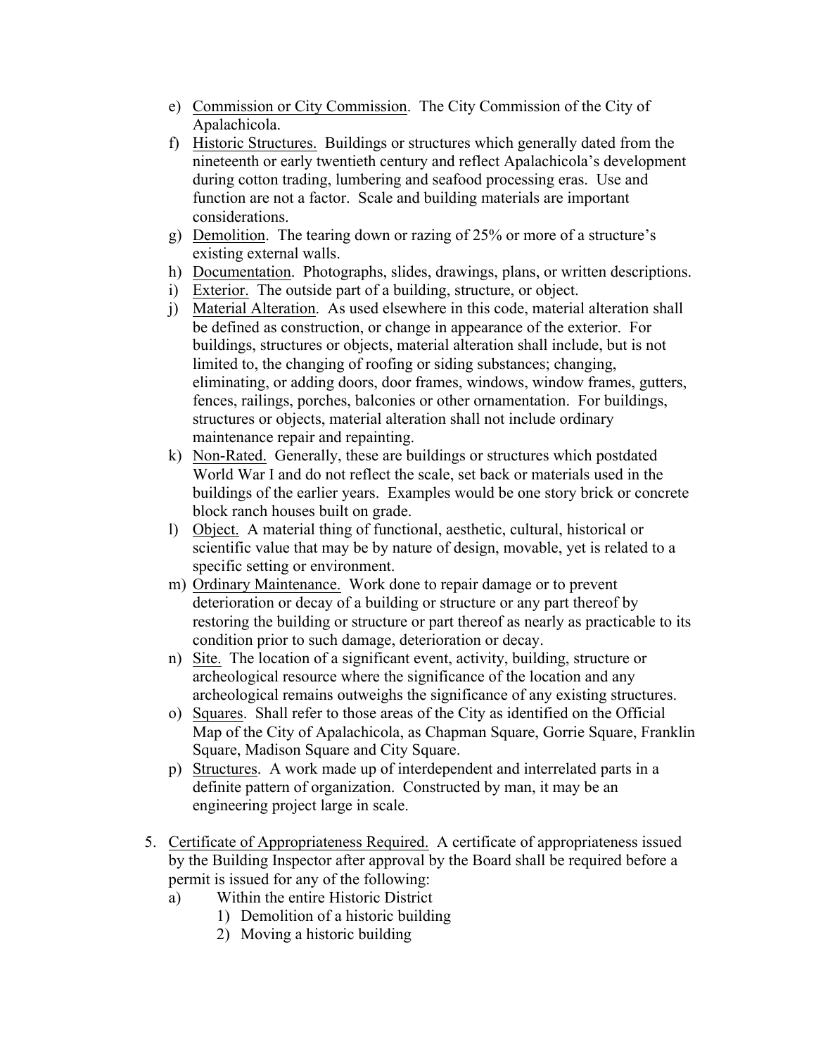e) Commission or City Commission. The City Commission of the City of Apalachicola.
f) Historic Structures. Buildings or structures which generally dated from the nineteenth or early twentieth century and reflect Apalachicola's development during cotton trading, lumbering and seafood processing eras. Use and function are not a factor. Scale and building materials are important considerations.
g) Demolition. The tearing down or razing of 25% or more of a structure's existing external walls.
h) Documentation. Photographs, slides, drawings, plans, or written descriptions.
i) Exterior. The outside part of a building, structure, or object.
j) Material Alteration. As used elsewhere in this code, material alteration shall be defined as construction, or change in appearance of the exterior. For buildings, structures or objects, material alteration shall include, but is not limited to, the changing of roofing or siding substances; changing, eliminating, or adding doors, door frames, windows, window frames, gutters, fences, railings, porches, balconies or other ornamentation. For buildings, structures or objects, material alteration shall not include ordinary maintenance repair and repainting.
k) Non-Rated. Generally, these are buildings or structures which postdated World War I and do not reflect the scale, set back or materials used in the buildings of the earlier years. Examples would be one story brick or concrete block ranch houses built on grade.
l) Object. A material thing of functional, aesthetic, cultural, historical or scientific value that may be by nature of design, movable, yet is related to a specific setting or environment.
m) Ordinary Maintenance. Work done to repair damage or to prevent deterioration or decay of a building or structure or any part thereof by restoring the building or structure or part thereof as nearly as practicable to its condition prior to such damage, deterioration or decay.
n) Site. The location of a significant event, activity, building, structure or archeological resource where the significance of the location and any archeological remains outweighs the significance of any existing structures.
o) Squares. Shall refer to those areas of the City as identified on the Official Map of the City of Apalachicola, as Chapman Square, Gorrie Square, Franklin Square, Madison Square and City Square.
p) Structures. A work made up of interdependent and interrelated parts in a definite pattern of organization. Constructed by man, it may be an engineering project large in scale.

5. Certificate of Appropriateness Required. A certificate of appropriateness issued by the Building Inspector after approval by the Board shall be required before a permit is issued for any of the following:
   a) Within the entire Historic District
      1) Demolition of a historic building
      2) Moving a historic building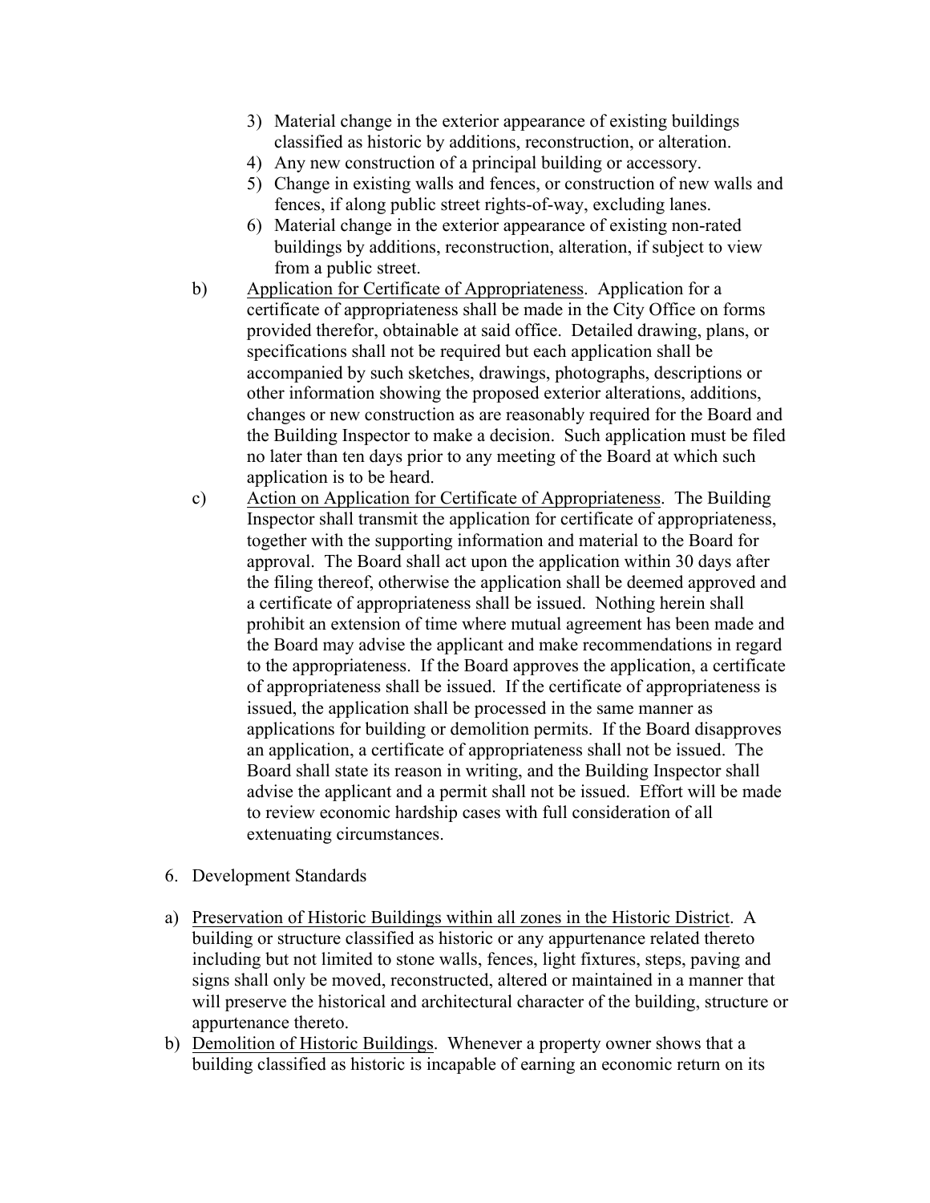3) Material change in the exterior appearance of existing buildings classified as historic by additions, reconstruction, or alteration.
4) Any new construction of a principal building or accessory.
5) Change in existing walls and fences, or construction of new walls and fences, if along public street rights-of-way, excluding lanes.
6) Material change in the exterior appearance of existing non-rated buildings by additions, reconstruction, alteration, if subject to view from a public street.

b) Application for Certificate of Appropriateness. Application for a certificate of appropriateness shall be made in the City Office on forms provided therefor, obtainable at said office. Detailed drawing, plans, or specifications shall not be required but each application shall be accompanied by such sketches, drawings, photographs, descriptions or other information showing the proposed exterior alterations, additions, changes or new construction as are reasonably required for the Board and the Building Inspector to make a decision. Such application must be filed no later than ten days prior to any meeting of the Board at which such application is to be heard.

c) Action on Application for Certificate of Appropriateness. The Building Inspector shall transmit the application for certificate of appropriateness, together with the supporting information and material to the Board for approval. The Board shall act upon the application within 30 days after the filing thereof, otherwise the application shall be deemed approved and a certificate of appropriateness shall be issued. Nothing herein shall prohibit an extension of time where mutual agreement has been made and the Board may advise the applicant and make recommendations in regard to the appropriateness. If the Board approves the application, a certificate of appropriateness shall be issued. If the certificate of appropriateness is issued, the application shall be processed in the same manner as applications for building or demolition permits. If the Board disapproves an application, a certificate of appropriateness shall not be issued. The Board shall state its reason in writing, and the Building Inspector shall advise the applicant and a permit shall not be issued. Effort will be made to review economic hardship cases with full consideration of all extenuating circumstances.

6. Development Standards

a) Preservation of Historic Buildings within all zones in the Historic District. A building or structure classified as historic or any appurtenance related thereto including but not limited to stone walls, fences, light fixtures, steps, paving and signs shall only be moved, reconstructed, altered or maintained in a manner that will preserve the historical and architectural character of the building, structure or appurtenance thereto.

b) Demolition of Historic Buildings. Whenever a property owner shows that a building classified as historic is incapable of earning an economic return on its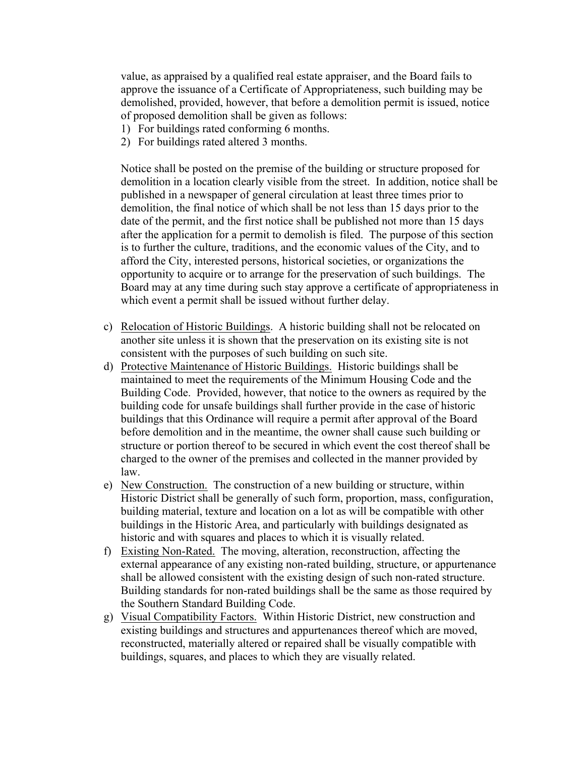value, as appraised by a qualified real estate appraiser, and the Board fails to approve the issuance of a Certificate of Appropriateness, such building may be demolished, provided, however, that before a demolition permit is issued, notice of proposed demolition shall be given as follows:

1) For buildings rated conforming 6 months.
2) For buildings rated altered 3 months.

Notice shall be posted on the premise of the building or structure proposed for demolition in a location clearly visible from the street. In addition, notice shall be published in a newspaper of general circulation at least three times prior to demolition, the final notice of which shall be not less than 15 days prior to the date of the permit, and the first notice shall be published not more than 15 days after the application for a permit to demolish is filed. The purpose of this section is to further the culture, traditions, and the economic values of the City, and to afford the City, interested persons, historical societies, or organizations the opportunity to acquire or to arrange for the preservation of such buildings. The Board may at any time during such stay approve a certificate of appropriateness in which event a permit shall be issued without further delay.

c) <u>Relocation of Historic Buildings</u>. A historic building shall not be relocated on another site unless it is shown that the preservation on its existing site is not consistent with the purposes of such building on such site.
d) <u>Protective Maintenance of Historic Buildings.</u> Historic buildings shall be maintained to meet the requirements of the Minimum Housing Code and the Building Code. Provided, however, that notice to the owners as required by the building code for unsafe buildings shall further provide in the case of historic buildings that this Ordinance will require a permit after approval of the Board before demolition and in the meantime, the owner shall cause such building or structure or portion thereof to be secured in which event the cost thereof shall be charged to the owner of the premises and collected in the manner provided by law.
e) <u>New Construction.</u> The construction of a new building or structure, within Historic District shall be generally of such form, proportion, mass, configuration, building material, texture and location on a lot as will be compatible with other buildings in the Historic Area, and particularly with buildings designated as historic and with squares and places to which it is visually related.
f) <u>Existing Non-Rated.</u> The moving, alteration, reconstruction, affecting the external appearance of any existing non-rated building, structure, or appurtenance shall be allowed consistent with the existing design of such non-rated structure. Building standards for non-rated buildings shall be the same as those required by the Southern Standard Building Code.
g) <u>Visual Compatibility Factors.</u> Within Historic District, new construction and existing buildings and structures and appurtenances thereof which are moved, reconstructed, materially altered or repaired shall be visually compatible with buildings, squares, and places to which they are visually related.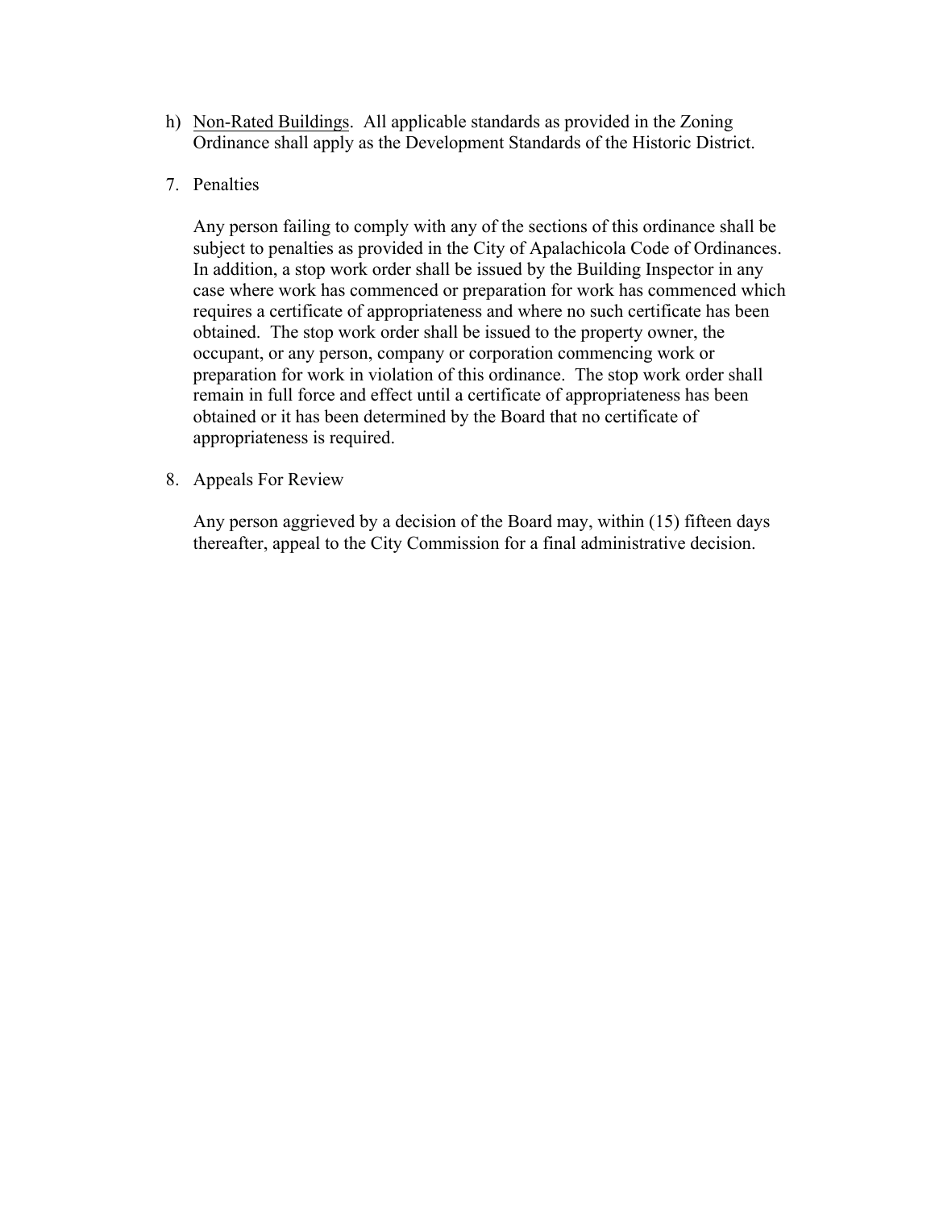h) <u>Non-Rated Buildings</u>. All applicable standards as provided in the Zoning Ordinance shall apply as the Development Standards of the Historic District.

7. Penalties

   Any person failing to comply with any of the sections of this ordinance shall be subject to penalties as provided in the City of Apalachicola Code of Ordinances. In addition, a stop work order shall be issued by the Building Inspector in any case where work has commenced or preparation for work has commenced which requires a certificate of appropriateness and where no such certificate has been obtained. The stop work order shall be issued to the property owner, the occupant, or any person, company or corporation commencing work or preparation for work in violation of this ordinance. The stop work order shall remain in full force and effect until a certificate of appropriateness has been obtained or it has been determined by the Board that no certificate of appropriateness is required.

8. Appeals For Review

   Any person aggrieved by a decision of the Board may, within (15) fifteen days thereafter, appeal to the City Commission for a final administrative decision.